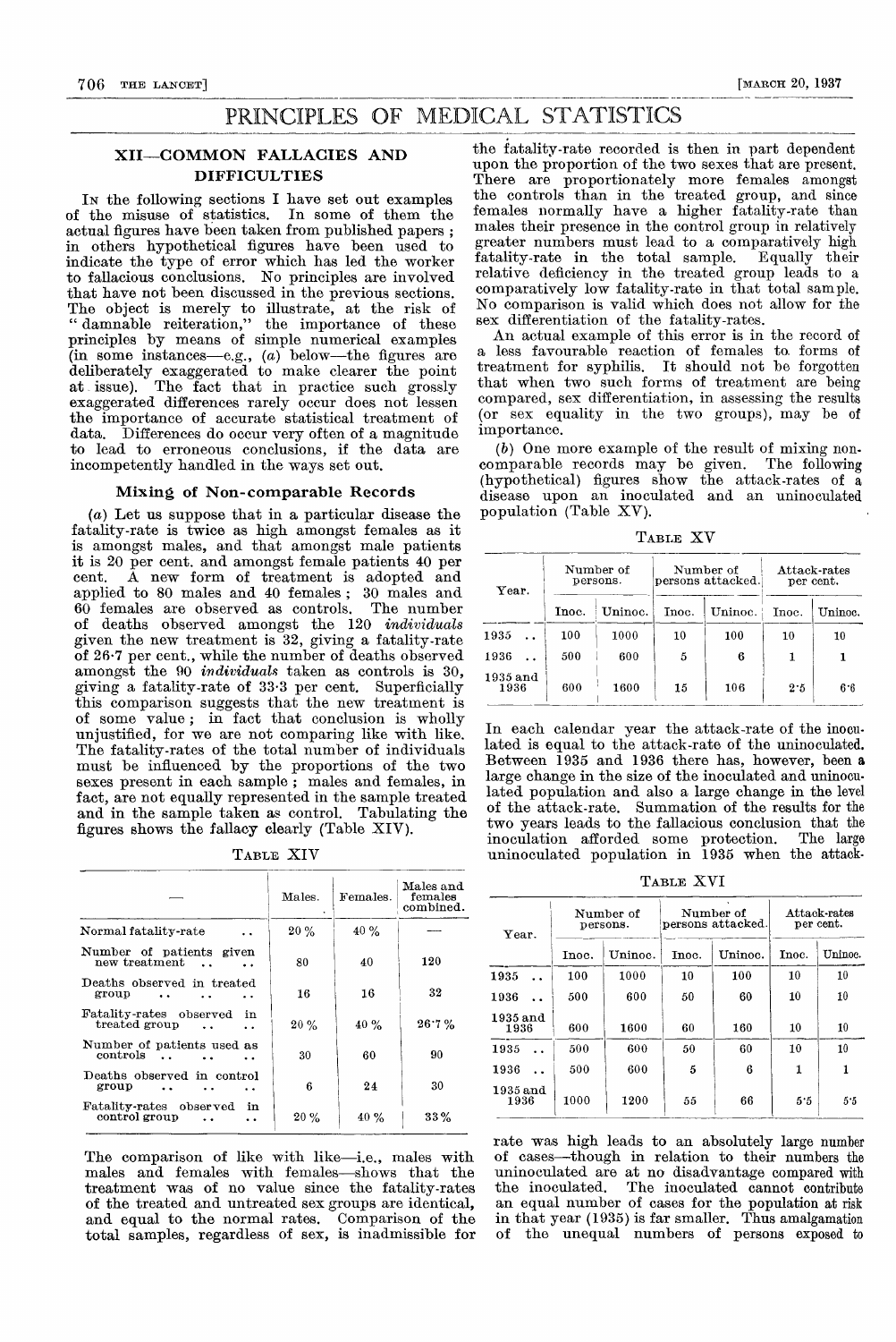# PRINCIPLES OF MEDICAL STATISTICS

## XII—COMMON FALLACIES AND DIFFICULTIES

In the following sections I have set out examples of the misuse of statistics. In some of them the actual figures have been taken from published papers; in others hypothetical figures have been used to indicate the type of error which has led the worker to fallacious conclusions. No principles are involved that have not been discussed in the previous sections. The object is merely to illustrate, at the risk of "damnable reiteration," the importance of these principles by means of simple numerical examples (in some instances—e.g., (a) below—the figures are deliberately exaggerated to make clearer the point at issue). The fact that in practice such grossly exaggerated differences rarely occur does not lessen the importance of accurate statistical treatment of data. Differences do occur very often of a magnitude to lead to erroneous conclusions, if the data are incompetently handled in the ways set out.

### Mixing of Non-comparable Records

(a) Let us suppose that in a particular disease the fatality-rate is twice as high amongst females as it is amongst males, and that amongst male patients it is 20 per cent. and amongst female patients 40 per cent. A new form of treatment is adopted and applied to 80 males and 40 females; 30 males and 60 females are observed as controls. The number of deaths observed amongst the 120 *individuals* given the new treatment is 32, giving a fatality-rate of 26·7 per cent., while the number of deaths observed amongst the 90 *individuals* taken as controls is 30, giving a fatality-rate of 33·3 per cent. Superficially this comparison suggests that the new treatment is of some value; in fact that conclusion is wholly unjustified, for we are not comparing like with like. The fatality-rates of the total number of individuals must be influenced by the proportions of the two sexes present in each sample; males and females, in fact, are not equally represented in the sample treated and in the sample taken as control. Tabulating the figures shows the fallacy clearly (Table XIV).

TABLE XIV

| — | Males. | Females. | Males and females combined. |
|---|---|---|---|
| Normal fatality-rate .. | 20 % | 40 % | — |
| Number of patients given new treatment .. .. | 80 | 40 | 120 |
| Deaths observed in treated group .. .. .. | 16 | 16 | 32 |
| Fatality-rates observed in treated group .. .. | 20 % | 40 % | 26·7 % |
| Number of patients used as controls .. .. .. | 30 | 60 | 90 |
| Deaths observed in control group .. .. .. | 6 | 24 | 30 |
| Fatality-rates observed in control group .. .. | 20 % | 40 % | 33 % |

The comparison of like with like—i.e., males with males and females with females—shows that the treatment was of no value since the fatality-rates of the treated and untreated sex groups are identical, and equal to the normal rates. Comparison of the total samples, regardless of sex, is inadmissible for the fatality-rate recorded is then in part dependent upon the proportion of the two sexes that are present. There are proportionately more females amongst the controls than in the treated group, and since females normally have a higher fatality-rate than males their presence in the control group in relatively greater numbers must lead to a comparatively high fatality-rate in the total sample. Equally their relative deficiency in the treated group leads to a comparatively low fatality-rate in that total sample. No comparison is valid which does not allow for the sex differentiation of the fatality-rates.

An actual example of this error is in the record of a less favourable reaction of females to forms of treatment for syphilis. It should not be forgotten that when two such forms of treatment are being compared, sex differentiation, in assessing the results (or sex equality in the two groups), may be of importance.

(b) One more example of the result of mixing non-comparable records may be given. The following (hypothetical) figures show the attack-rates of a disease upon an inoculated and an uninoculated population (Table XV).

TABLE XV

| Year. | Number of persons. | | Number of persons attacked. | | Attack-rates per cent. | |
|---|---|---|---|---|---|---|
| | Inoc. | Uninoc. | Inoc. | Uninoc. | Inoc. | Uninoc. |
| 1935 .. | 100 | 1000 | 10 | 100 | 10 | 10 |
| 1936 .. | 500 | 600 | 5 | 6 | 1 | 1 |
| 1935 and 1936 | 600 | 1600 | 15 | 106 | 2·5 | 6·6 |

In each calendar year the attack-rate of the inoculated is equal to the attack-rate of the uninoculated. Between 1935 and 1936 there has, however, been a large change in the size of the inoculated and uninoculated population and also a large change in the level of the attack-rate. Summation of the results for the two years leads to the fallacious conclusion that the inoculation afforded some protection. The large uninoculated population in 1935 when the attack-rate was high leads to an absolutely large number of cases—though in relation to their numbers the uninoculated are at no disadvantage compared with the inoculated. The inoculated cannot contribute an equal number of cases for the population at risk in that year (1935) is far smaller. Thus amalgamation of the unequal numbers of persons exposed to

TABLE XVI

| Year. | Number of persons. | | Number of persons attacked. | | Attack-rates per cent. | |
|---|---|---|---|---|---|---|
| | Inoc. | Uninoc. | Inoc. | Uninoc. | Inoc. | Uninoc. |
| 1935 .. | 100 | 1000 | 10 | 100 | 10 | 10 |
| 1936 .. | 500 | 600 | 50 | 60 | 10 | 10 |
| 1935 and 1936 | 600 | 1600 | 60 | 160 | 10 | 10 |
| 1935 .. | 500 | 600 | 50 | 60 | 10 | 10 |
| 1936 .. | 500 | 600 | 5 | 6 | 1 | 1 |
| 1935 and 1936 | 1000 | 1200 | 55 | 66 | 5·5 | 5·5 |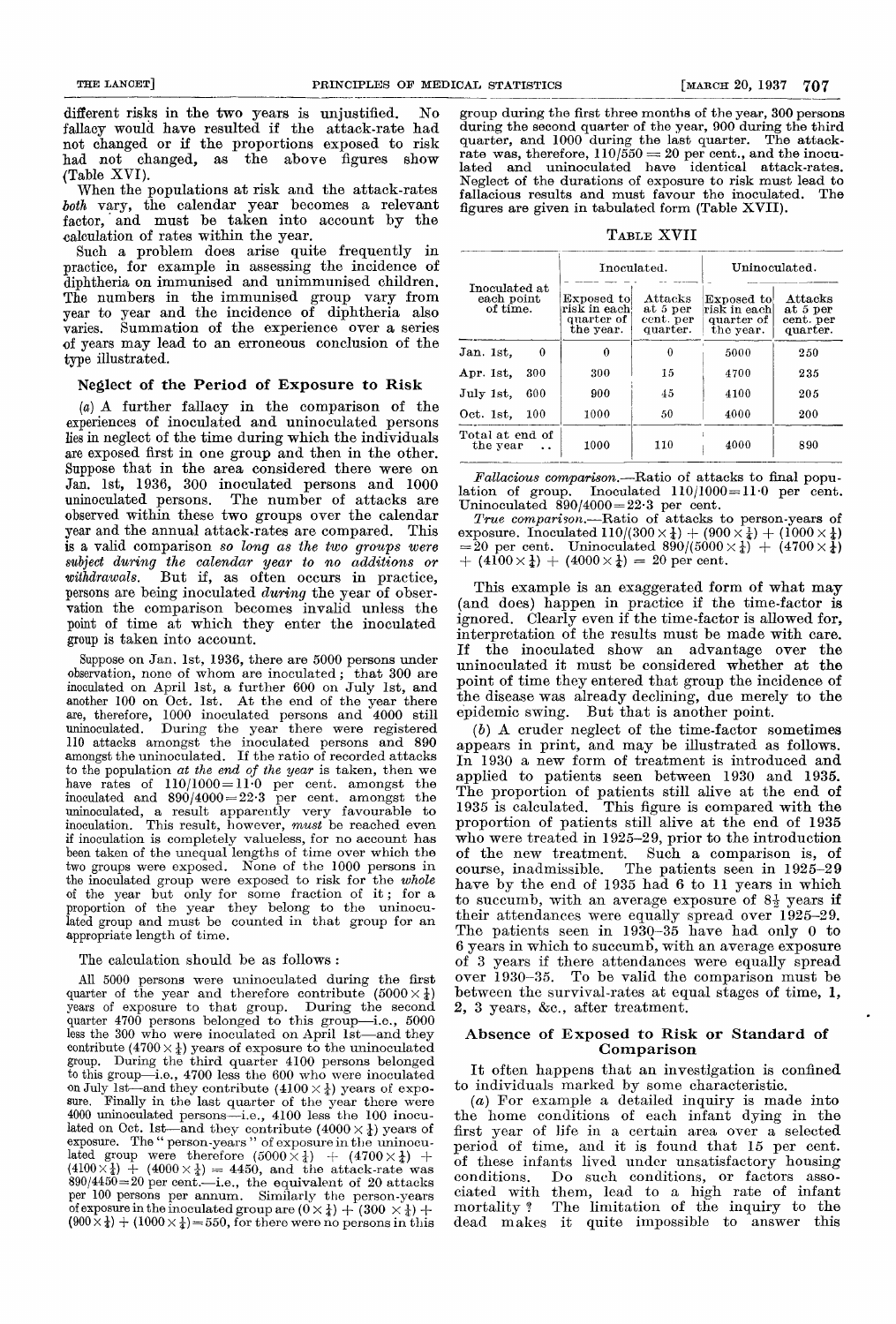different risks in the two years is unjustified. No fallacy would have resulted if the attack-rate had not changed or if the proportions exposed to risk had not changed, as the above figures show (Table XVI).

When the populations at risk and the attack-rates *both* vary, the calendar year becomes a relevant factor, and must be taken into account by the calculation of rates within the year.

Such a problem does arise quite frequently in practice, for example in assessing the incidence of diphtheria on immunised and unimmunised children. The numbers in the immunised group vary from year to year and the incidence of diphtheria also varies. Summation of the experience over a series of years may lead to an erroneous conclusion of the type illustrated.

### Neglect of the Period of Exposure to Risk

(*a*) A further fallacy in the comparison of the experiences of inoculated and uninoculated persons lies in neglect of the time during which the individuals are exposed first in one group and then in the other. Suppose that in the area considered there were on Jan. 1st, 1936, 300 inoculated persons and 1000 uninoculated persons. The number of attacks are observed within these two groups over the calendar year and the annual attack-rates are compared. This is a valid comparison *so long as the two groups were subject during the calendar year to no additions or withdrawals.* But if, as often occurs in practice, persons are being inoculated *during* the year of observation the comparison becomes invalid unless the point of time at which they enter the inoculated group is taken into account.

Suppose on Jan. 1st, 1936, there are 5000 persons under observation, none of whom are inoculated; that 300 are inoculated on April 1st, a further 600 on July 1st, and another 100 on Oct. 1st. At the end of the year there are, therefore, 1000 inoculated persons and 4000 still uninoculated. During the year there were registered 110 attacks amongst the inoculated persons and 890 amongst the uninoculated. If the ratio of recorded attacks to the population *at the end of the year* is taken, then we have rates of $110/1000 = 11 \cdot 0$ per cent. amongst the inoculated and $890/4000 = 22 \cdot 3$ per cent. amongst the uninoculated, a result apparently very favourable to inoculation. This result, however, *must* be reached even if inoculation is completely valueless, for no account has been taken of the unequal lengths of time over which the two groups were exposed. None of the 1000 persons in the inoculated group were exposed to risk for the *whole* of the year but only for some fraction of it; for a proportion of the year they belong to the uninoculated group and must be counted in that group for an appropriate length of time.

The calculation should be as follows:

All 5000 persons were uninoculated during the first quarter of the year and therefore contribute $(5000 \times \frac{1}{4})$ years of exposure to that group. During the second quarter 4700 persons belonged to this group—i.e., 5000 less the 300 who were inoculated on April 1st—and they contribute $(4700 \times \frac{1}{4})$ years of exposure to the uninoculated group. During the third quarter 4100 persons belonged to this group—i.e., 4700 less the 600 who were inoculated on July 1st—and they contribute $(4100 \times \frac{1}{4})$ years of exposure. Finally in the last quarter of the year there were 4000 uninoculated persons—i.e., 4100 less the 100 inoculated on Oct. 1st—and they contribute $(4000 \times \frac{1}{4})$ years of exposure. The "person-years" of exposure in the uninoculated group were therefore $(5000 \times \frac{1}{4}) + (4700 \times \frac{1}{4}) + (4100 \times \frac{1}{4}) + (4000 \times \frac{1}{4}) = 4450$, and the attack-rate was $890/4450 = 20$ per cent.—i.e., the equivalent of 20 attacks per 100 persons per annum. Similarly the person-years of exposure in the inoculated group are $(0 \times \frac{1}{4}) + (300 \times \frac{1}{4}) + (900 \times \frac{1}{4}) + (1000 \times \frac{1}{4}) = 550$, for there were no persons in this group during the first three months of the year, 300 persons during the second quarter of the year, 900 during the third quarter, and 1000 during the last quarter. The attack-rate was, therefore, $110/550 = 20$ per cent., and the inoculated and uninoculated have identical attack-rates. Neglect of the durations of exposure to risk must lead to fallacious results and must favour the inoculated. The figures are given in tabulated form (Table XVII).

**TABLE XVII**

| Inoculated at each point of time. | Inoculated. | | Uninoculated. | |
|---|---|---|---|---|
| | Exposed to risk in each quarter of the year. | Attacks at 5 per cent. per quarter. | Exposed to risk in each quarter of the year. | Attacks at 5 per cent. per quarter. |
| Jan. 1st, 0 | 0 | 0 | 5000 | 250 |
| Apr. 1st, 300 | 300 | 15 | 4700 | 235 |
| July 1st, 600 | 900 | 45 | 4100 | 205 |
| Oct. 1st, 100 | 1000 | 50 | 4000 | 200 |
| Total at end of the year .. | 1000 | 110 | 4000 | 890 |

*Fallacious comparison.*—Ratio of attacks to final population of group. Inoculated $110/1000 = 11 \cdot 0$ per cent. Uninoculated $890/4000 = 22 \cdot 3$ per cent.

*True comparison.*—Ratio of attacks to person-years of exposure. Inoculated $110/(300 \times \frac{1}{4}) + (900 \times \frac{1}{4}) + (1000 \times \frac{1}{4}) = 20$ per cent. Uninoculated $890/(5000 \times \frac{1}{4}) + (4700 \times \frac{1}{4}) + (4100 \times \frac{1}{4}) + (4000 \times \frac{1}{4}) = 20$ per cent.

This example is an exaggerated form of what may (and does) happen in practice if the time-factor is ignored. Clearly even if the time-factor is allowed for, interpretation of the results must be made with care. If the inoculated show an advantage over the uninoculated it must be considered whether at the point of time they entered that group the incidence of the disease was already declining, due merely to the epidemic swing. But that is another point.

(*b*) A cruder neglect of the time-factor sometimes appears in print, and may be illustrated as follows. In 1930 a new form of treatment is introduced and applied to patients seen between 1930 and 1935. The proportion of patients still alive at the end of 1935 is calculated. This figure is compared with the proportion of patients still alive at the end of 1935 who were treated in 1925–29, prior to the introduction of the new treatment. Such a comparison is, of course, inadmissible. The patients seen in 1925–29 have by the end of 1935 had 6 to 11 years in which to succumb, with an average exposure of $8\frac{1}{2}$ years if their attendances were equally spread over 1925–29. The patients seen in 1930–35 have had only 0 to 6 years in which to succumb, with an average exposure of 3 years if there attendances were equally spread over 1930–35. To be valid the comparison must be between the survival-rates at equal stages of time, 1, 2, 3 years, &c., after treatment.

### Absence of Exposed to Risk or Standard of Comparison

It often happens that an investigation is confined to individuals marked by some characteristic.

(*a*) For example a detailed inquiry is made into the home conditions of each infant dying in the first year of life in a certain area over a selected period of time, and it is found that 15 per cent. of these infants lived under unsatisfactory housing conditions. Do such conditions, or factors associated with them, lead to a high rate of infant mortality? The limitation of the inquiry to the dead makes it quite impossible to answer this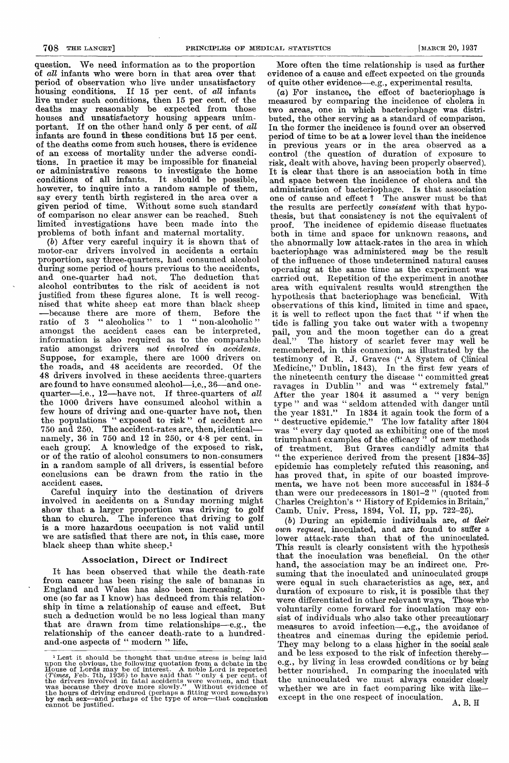question. We need information as to the proportion of *all* infants who were born in that area over that period of observation who live under unsatisfactory housing conditions. If 15 per cent. of *all* infants live under such conditions, then 15 per cent. of the deaths may reasonably be expected from those houses and unsatisfactory housing appears unimportant. If on the other hand only 5 per cent. of *all* infants are found in these conditions but 15 per cent. of the deaths come from such houses, there is evidence of an excess of mortality under the adverse conditions. In practice it may be impossible for financial or administrative reasons to investigate the home conditions of all infants. It should be possible, however, to inquire into a random sample of them, say every tenth birth registered in the area over a given period of time. Without some such standard of comparison no clear answer can be reached. Such limited investigations have been made into the problems of both infant and maternal mortality.

(*b*) After very careful inquiry it is shown that of motor-car drivers involved in accidents a certain proportion, say three-quarters, had consumed alcohol during some period of hours previous to the accidents, and one-quarter had not. The deduction that alcohol contributes to the risk of accident is not justified from these figures alone. It is well recognised that white sheep eat more than black sheep —because there are more of them. Before the ratio of 3 "alcoholics" to 1 "non-alcoholic" amongst the accident cases can be interpreted, information is also required as to the comparable ratio amongst drivers *not involved in accidents*. Suppose, for example, there are 1000 drivers on the roads, and 48 accidents are recorded. Of the 48 drivers involved in these accidents three-quarters are found to have consumed alcohol—i.e., 36—and one-quarter—i.e., 12—have not. If three-quarters of *all* the 1000 drivers have consumed alcohol within a few hours of driving and one-quarter have not, then the populations "exposed to risk" of accident are 750 and 250. The accident-rates are, then, identical—namely, 36 in 750 and 12 in 250, or 4·8 per cent. in each group. A knowledge of the exposed to risk, or of the ratio of alcohol consumers to non-consumers in a random sample of all drivers, is essential before conclusions can be drawn from the ratio in the accident cases.

Careful inquiry into the destination of drivers involved in accidents on a Sunday morning might show that a larger proportion was driving to golf than to church. The inference that driving to golf is a more hazardous occupation is not valid until we are satisfied that there are not, in this case, more black sheep than white sheep.[1]

## Association, Direct or Indirect

It has been observed that while the death-rate from cancer has been rising the sale of bananas in England and Wales has also been increasing. No one (so far as I know) has deduced from this relationship in time a relationship of cause and effect. But such a deduction would be no less logical than many that are drawn from time relationships—e.g., the relationship of the cancer death-rate to a hundred-and-one aspects of "modern" life.

More often the time relationship is used as further evidence of a cause and effect expected on the grounds of quite other evidence—e.g., experimental results.

(*a*) For instance, the effect of bacteriophage is measured by comparing the incidence of cholera in two areas, one in which bacteriophage was distributed, the other serving as a standard of comparison. In the former the incidence is found over an observed period of time to be at a lower level than the incidence in previous years or in the area observed as a control (the question of duration of exposure to risk, dealt with above, having been properly observed). It is clear that there is an association both in time and space between the incidence of cholera and the administration of bacteriophage. Is that association one of cause and effect? The answer must be that the results are perfectly *consistent* with that hypothesis, but that consistency is not the equivalent of proof. The incidence of epidemic disease fluctuates both in time and space for unknown reasons, and the abnormally low attack-rates in the area in which bacteriophage was administered *may* be the result of the influence of those undetermined natural causes operating at the same time as the experiment was carried out. Repetition of the experiment in another area with equivalent results would strengthen the hypothesis that bacteriophage was beneficial. With observations of this kind, limited in time and space, it is well to reflect upon the fact that "if when the tide is falling you take out water with a twopenny pail, you and the moon together can do a great deal." The history of scarlet fever may well be remembered, in this connexion, as illustrated by the testimony of R. J. Graves ("A System of Clinical Medicine," Dublin, 1843). In the first few years of the nineteenth century the disease "committed great ravages in Dublin" and was "extremely fatal." After the year 1804 it assumed a "very benign type" and was "seldom attended with danger until the year 1831." In 1834 it again took the form of a "destructive epidemic." The low fatality after 1804 was "every day quoted as exhibiting one of the most triumphant examples of the efficacy" of new methods of treatment. But Graves candidly admits that "the experience derived from the present [1834–35] epidemic has completely refuted this reasoning, and has proved that, in spite of our boasted improvements, we have not been more successful in 1834–5 than were our predecessors in 1801–2" (quoted from Charles Creighton's "History of Epidemics in Britain," Camb. Univ. Press, 1894, Vol. II, pp. 722–25).

(*b*) During an epidemic individuals are, *at their own request*, inoculated, and are found to suffer a lower attack-rate than that of the uninoculated. This result is clearly consistent with the hypothesis that the inoculation was beneficial. On the other hand, the association may be an indirect one. Presuming that the inoculated and uninoculated groups were equal in such characteristics as age, sex, and duration of exposure to risk, it is possible that they were differentiated in other relevant ways. Those who voluntarily come forward for inoculation may consist of individuals who also take other precautionary measures to avoid infection—e.g., the avoidance of theatres and cinemas during the epidemic period. They may belong to a class higher in the social scale and be less exposed to the risk of infection thereby—e.g., by living in less crowded conditions or by being better nourished. In comparing the inoculated with the uninoculated we must always consider closely whether we are in fact comparing like with like—except in the one respect of inoculation.

A. B. H

---

[1] Lest it should be thought that undue stress is being laid upon the obvious, the following quotation from a debate in the House of Lords may be of interest. A noble Lord is reported (*Times*, Feb. 7th, 1936) to have said that "only 4 per cent. of the drivers involved in fatal accidents were women, and that was because they drove more slowly." Without evidence of the hours of driving endured (perhaps a fitting word nowadays) by each sex—and perhaps of the type of area—that conclusion cannot be justified.